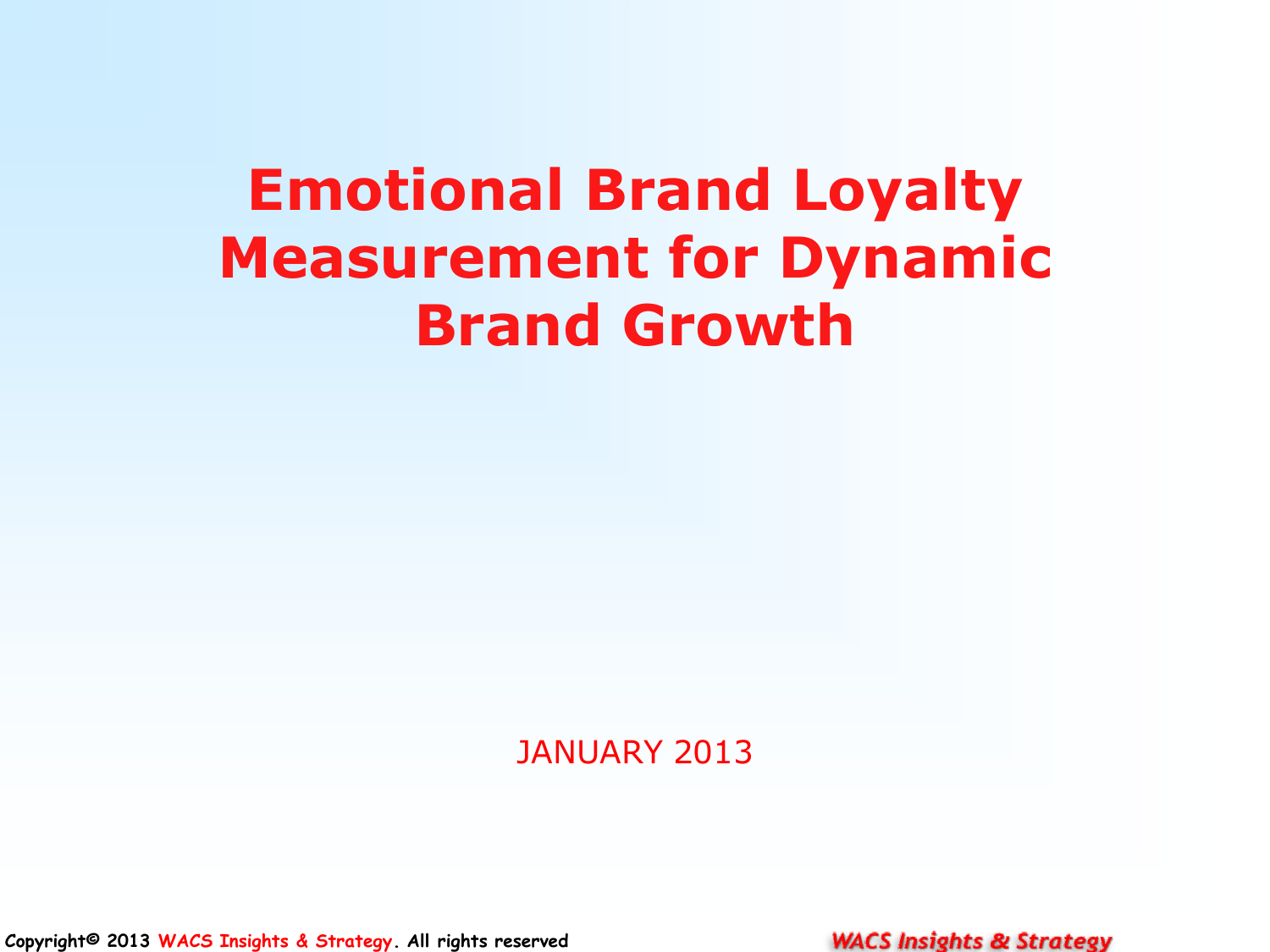# Emotional Brand Loyalty Measurement for Dynamic Brand Growth

JANUARY 2013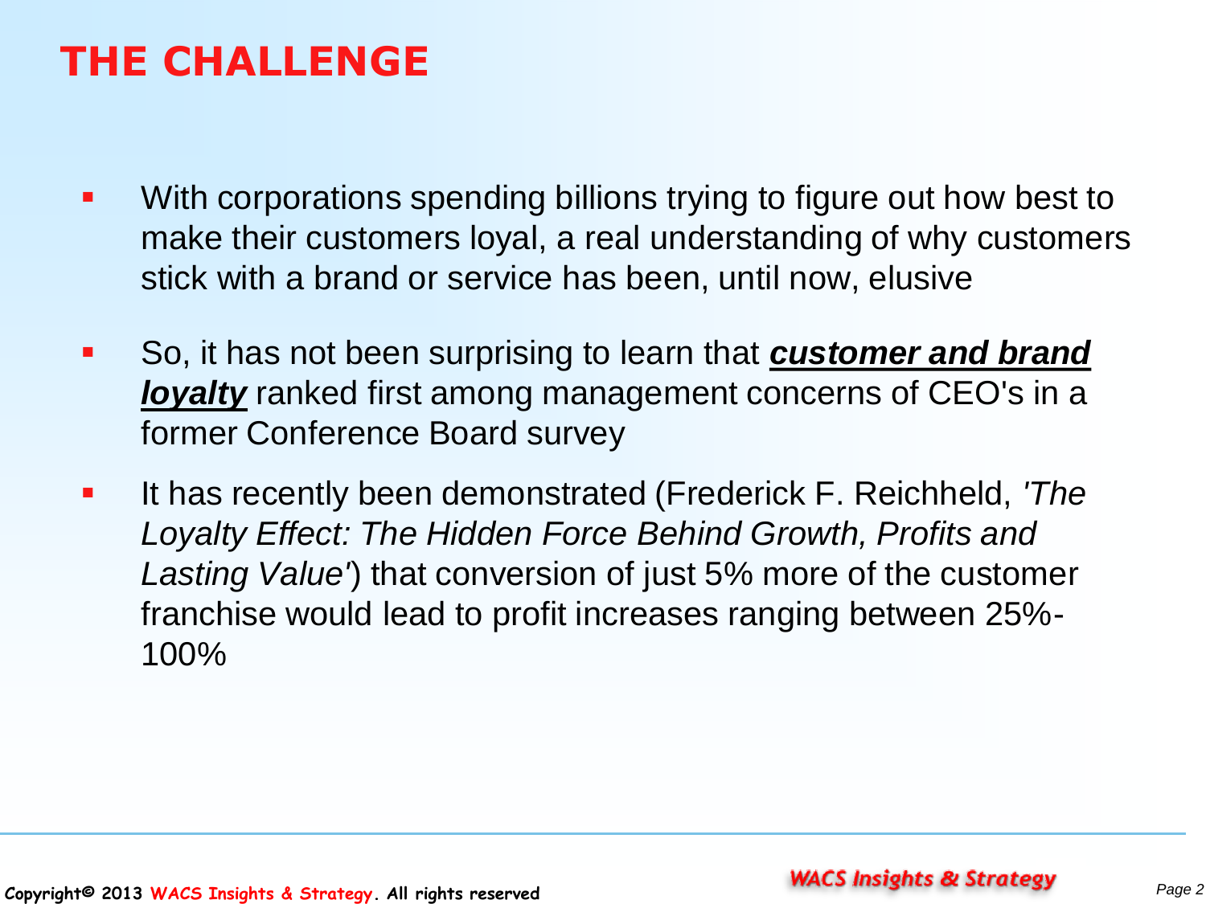# THE CHALLENGE

- With corporations spending billions trying to figure out how best to make their customers loyal, a real understanding of why customers stick with a brand or service has been, until now, elusive
- So, it has not been surprising to learn that ***customer and brand loyalty*** ranked first among management concerns of CEO's in a former Conference Board survey
- It has recently been demonstrated (Frederick F. Reichheld, *'The Loyalty Effect: The Hidden Force Behind Growth, Profits and Lasting Value'*) that conversion of just 5% more of the customer franchise would lead to profit increases ranging between 25%-100%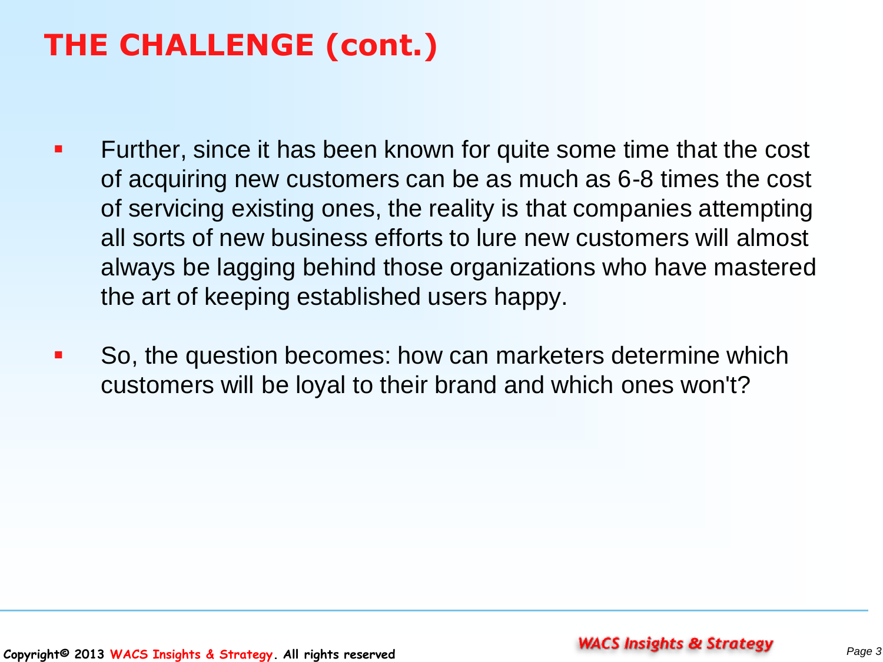# THE CHALLENGE (cont.)

- Further, since it has been known for quite some time that the cost of acquiring new customers can be as much as 6-8 times the cost of servicing existing ones, the reality is that companies attempting all sorts of new business efforts to lure new customers will almost always be lagging behind those organizations who have mastered the art of keeping established users happy.

- So, the question becomes: how can marketers determine which customers will be loyal to their brand and which ones won't?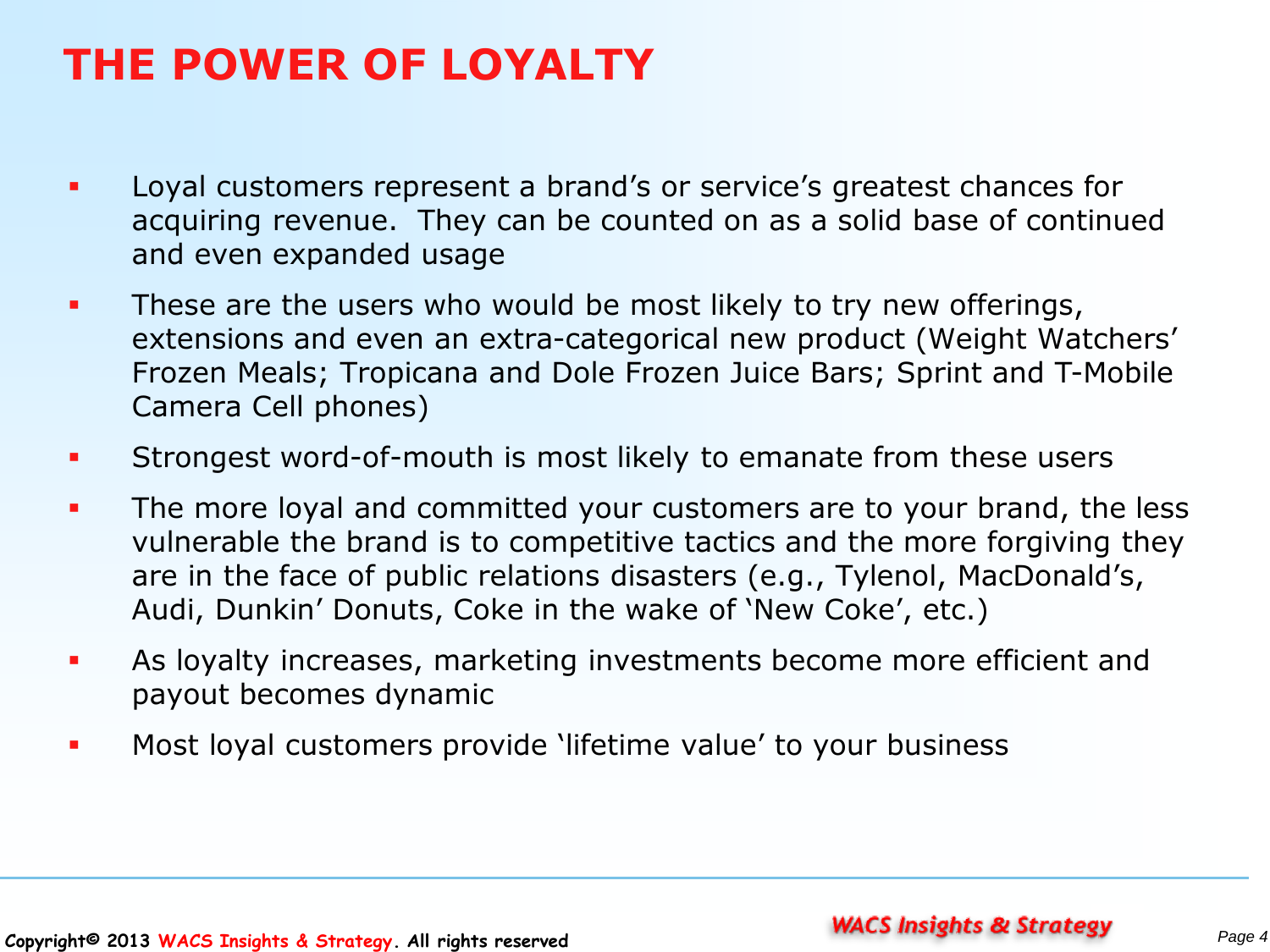# THE POWER OF LOYALTY

- Loyal customers represent a brand's or service's greatest chances for acquiring revenue. They can be counted on as a solid base of continued and even expanded usage
- These are the users who would be most likely to try new offerings, extensions and even an extra-categorical new product (Weight Watchers' Frozen Meals; Tropicana and Dole Frozen Juice Bars; Sprint and T-Mobile Camera Cell phones)
- Strongest word-of-mouth is most likely to emanate from these users
- The more loyal and committed your customers are to your brand, the less vulnerable the brand is to competitive tactics and the more forgiving they are in the face of public relations disasters (e.g., Tylenol, MacDonald's, Audi, Dunkin' Donuts, Coke in the wake of 'New Coke', etc.)
- As loyalty increases, marketing investments become more efficient and payout becomes dynamic
- Most loyal customers provide 'lifetime value' to your business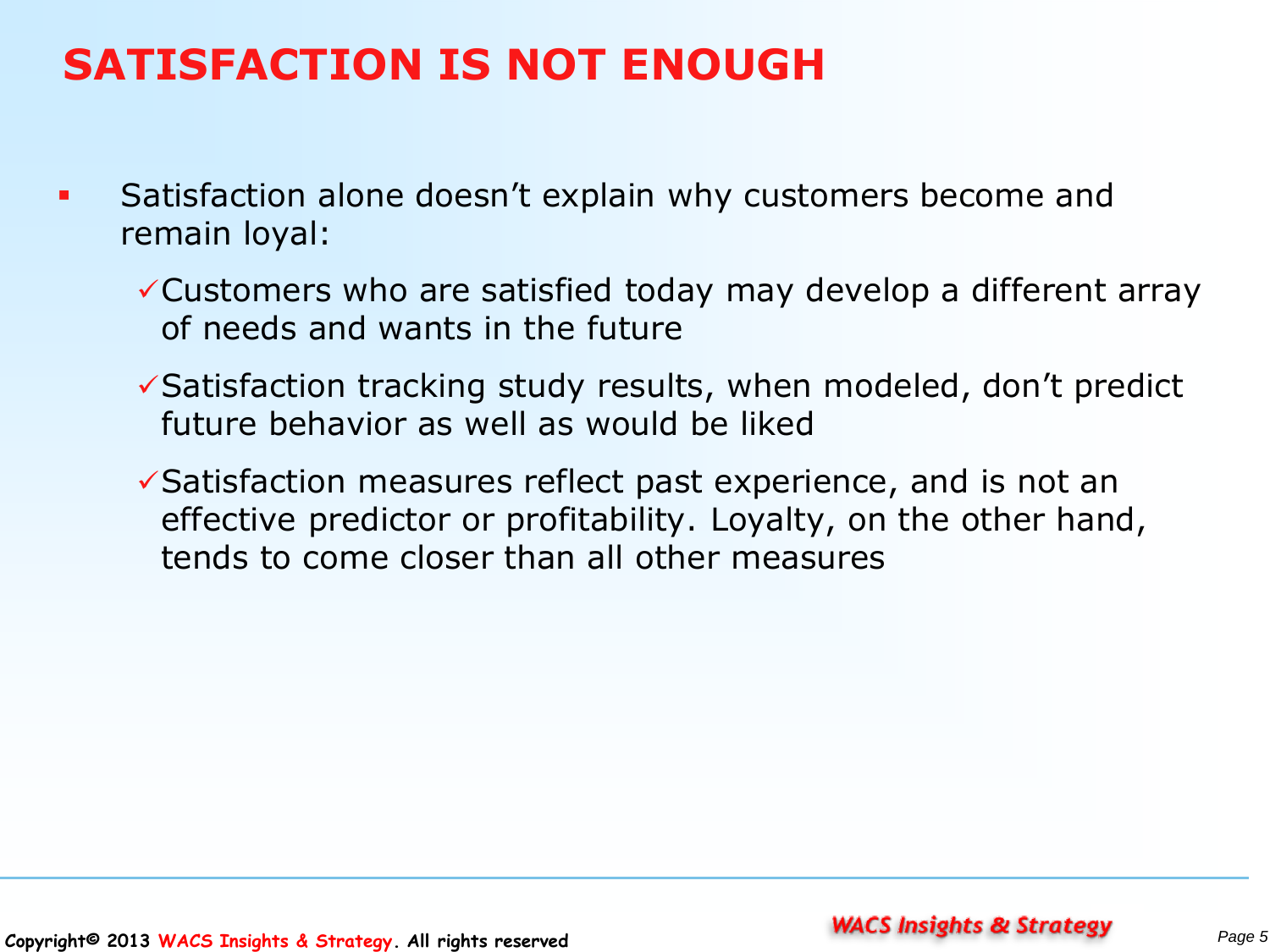# SATISFACTION IS NOT ENOUGH

- Satisfaction alone doesn't explain why customers become and remain loyal:
  - ✓Customers who are satisfied today may develop a different array of needs and wants in the future
  - ✓Satisfaction tracking study results, when modeled, don't predict future behavior as well as would be liked
  - ✓Satisfaction measures reflect past experience, and is not an effective predictor or profitability. Loyalty, on the other hand, tends to come closer than all other measures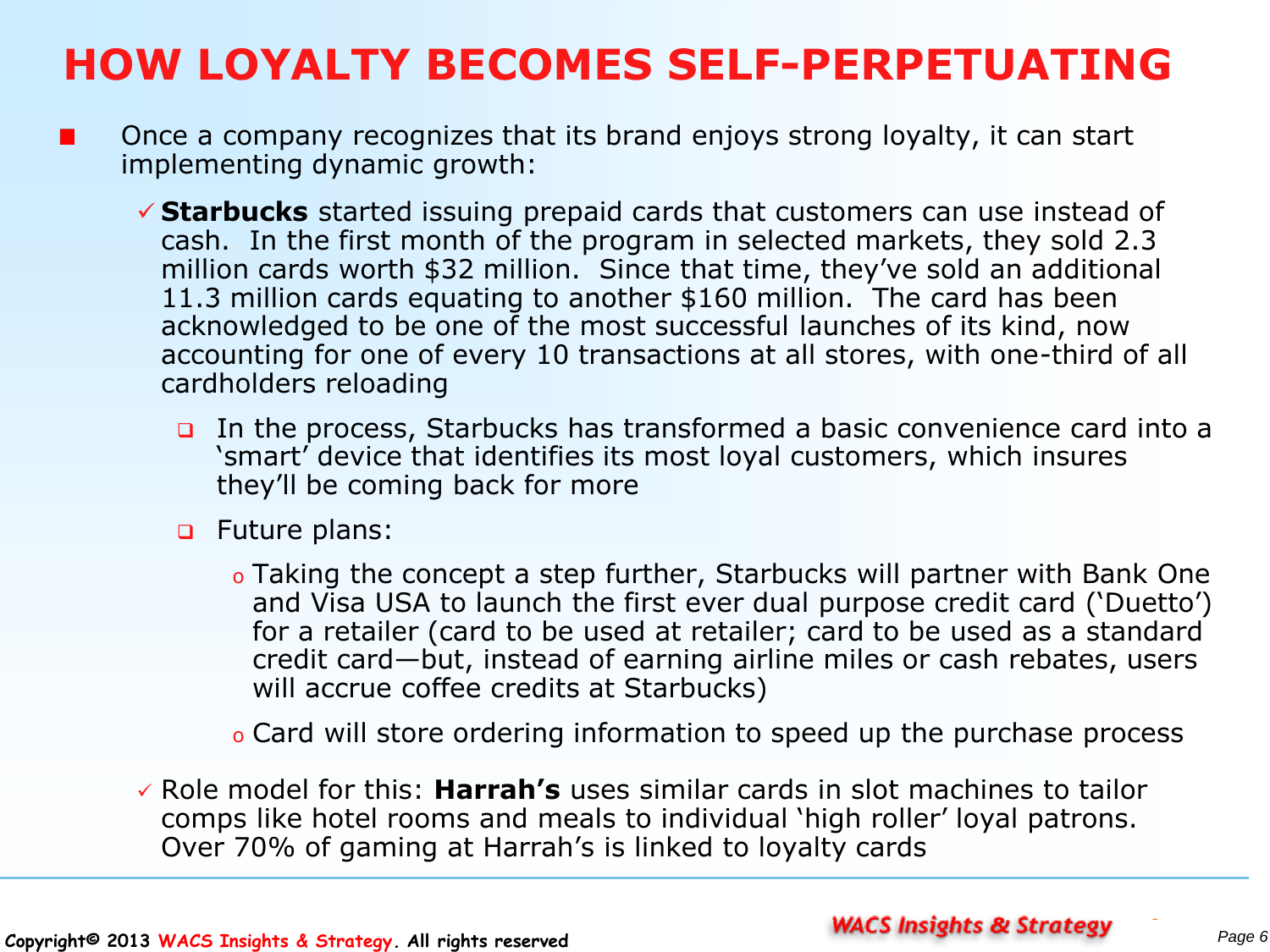# HOW LOYALTY BECOMES SELF-PERPETUATING

- Once a company recognizes that its brand enjoys strong loyalty, it can start implementing dynamic growth:
  - ✓ **Starbucks** started issuing prepaid cards that customers can use instead of cash. In the first month of the program in selected markets, they sold 2.3 million cards worth $32 million. Since that time, they've sold an additional 11.3 million cards equating to another $160 million. The card has been acknowledged to be one of the most successful launches of its kind, now accounting for one of every 10 transactions at all stores, with one-third of all cardholders reloading
    - In the process, Starbucks has transformed a basic convenience card into a 'smart' device that identifies its most loyal customers, which insures they'll be coming back for more
    - Future plans:
      - Taking the concept a step further, Starbucks will partner with Bank One and Visa USA to launch the first ever dual purpose credit card ('Duetto') for a retailer (card to be used at retailer; card to be used as a standard credit card—but, instead of earning airline miles or cash rebates, users will accrue coffee credits at Starbucks)
      - Card will store ordering information to speed up the purchase process
  - ✓ Role model for this: **Harrah's** uses similar cards in slot machines to tailor comps like hotel rooms and meals to individual 'high roller' loyal patrons. Over 70% of gaming at Harrah's is linked to loyalty cards

Copyright© 2013 WACS Insights & Strategy. All rights reserved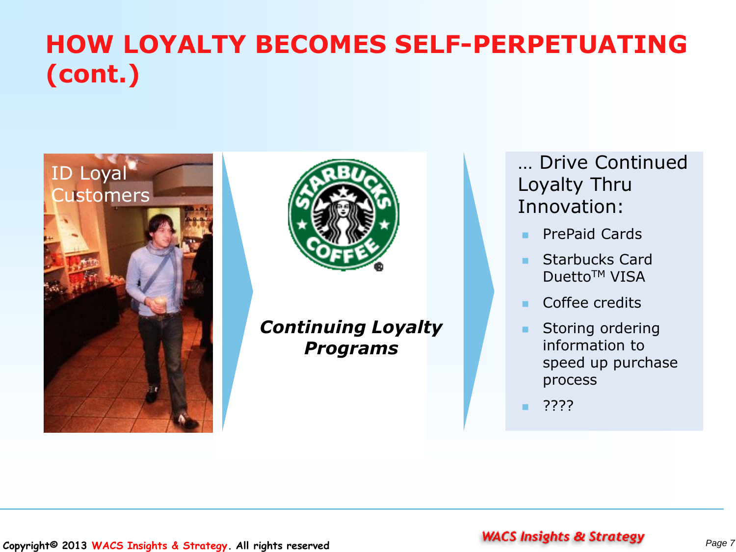# HOW LOYALTY BECOMES SELF-PERPETUATING (cont.)

ID Loyal Customers

***Continuing Loyalty Programs***

… Drive Continued Loyalty Thru Innovation:

- PrePaid Cards
- Starbucks Card Duetto™ VISA
- Coffee credits
- Storing ordering information to speed up purchase process
- ????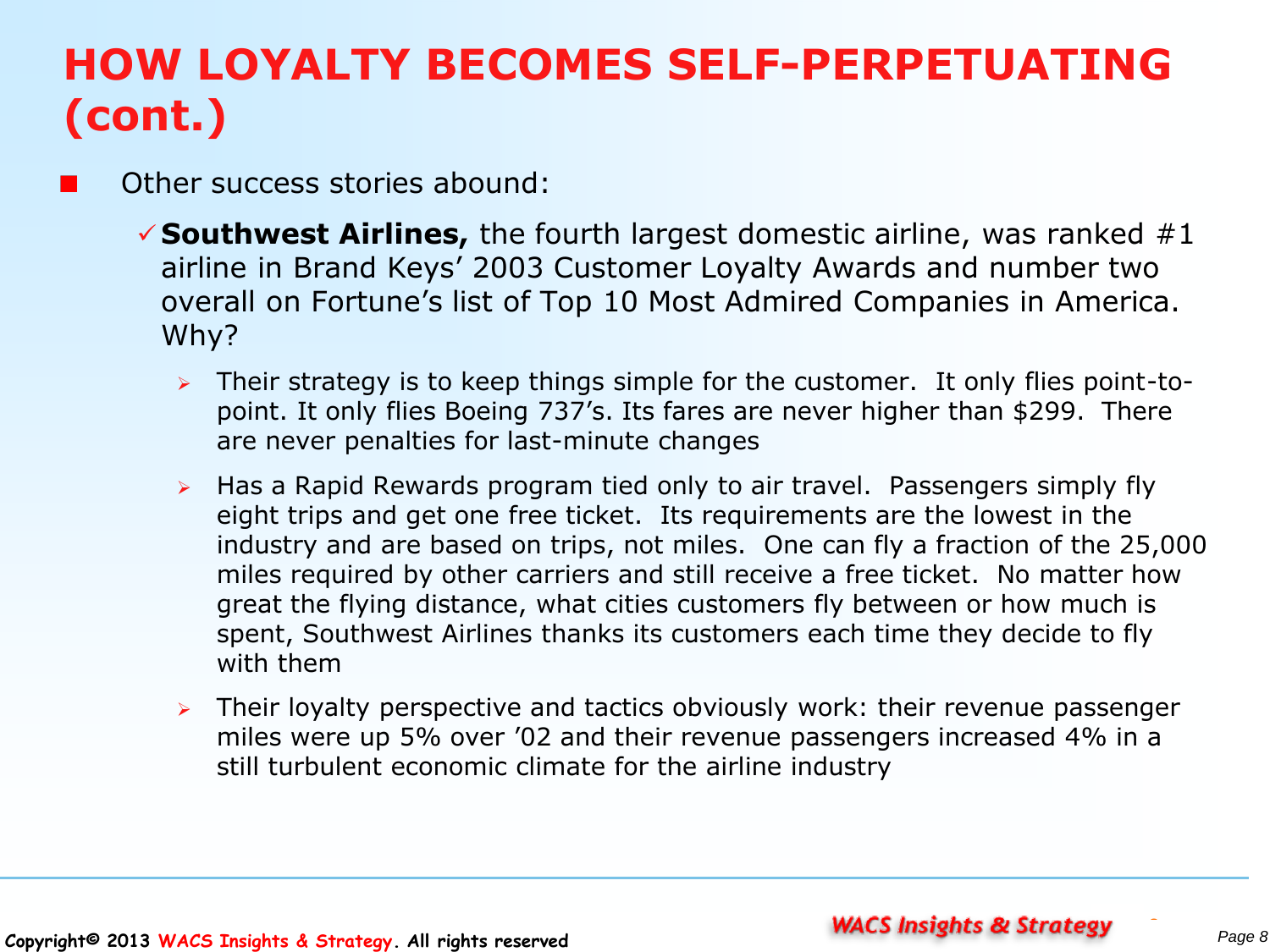# HOW LOYALTY BECOMES SELF-PERPETUATING (cont.)

- Other success stories abound:
  - ✓ **Southwest Airlines,** the fourth largest domestic airline, was ranked #1 airline in Brand Keys' 2003 Customer Loyalty Awards and number two overall on Fortune's list of Top 10 Most Admired Companies in America. Why?
    - Their strategy is to keep things simple for the customer. It only flies point-to-point. It only flies Boeing 737's. Its fares are never higher than $299. There are never penalties for last-minute changes
    - Has a Rapid Rewards program tied only to air travel. Passengers simply fly eight trips and get one free ticket. Its requirements are the lowest in the industry and are based on trips, not miles. One can fly a fraction of the 25,000 miles required by other carriers and still receive a free ticket. No matter how great the flying distance, what cities customers fly between or how much is spent, Southwest Airlines thanks its customers each time they decide to fly with them
    - Their loyalty perspective and tactics obviously work: their revenue passenger miles were up 5% over '02 and their revenue passengers increased 4% in a still turbulent economic climate for the airline industry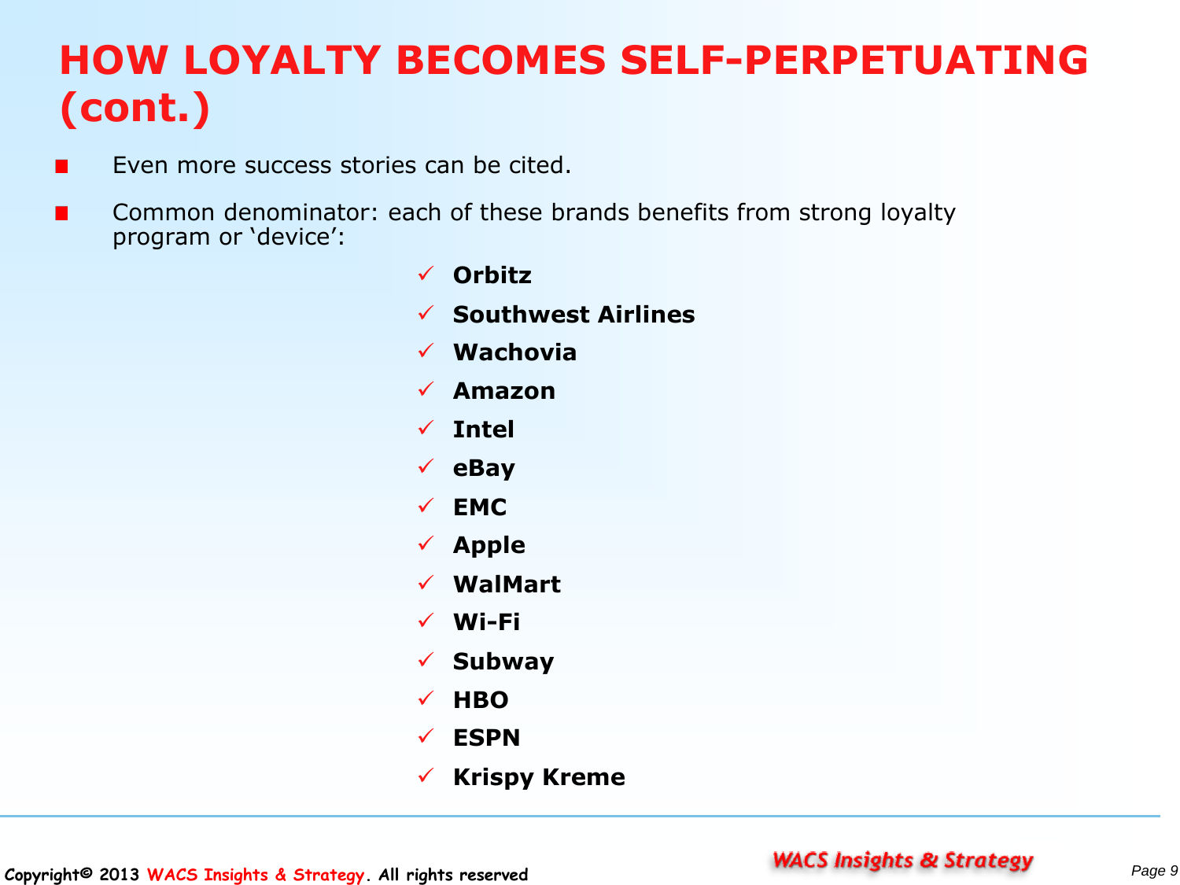# HOW LOYALTY BECOMES SELF-PERPETUATING (cont.)

- Even more success stories can be cited.
- Common denominator: each of these brands benefits from strong loyalty program or 'device':
  - ✓ **Orbitz**
  - ✓ **Southwest Airlines**
  - ✓ **Wachovia**
  - ✓ **Amazon**
  - ✓ **Intel**
  - ✓ **eBay**
  - ✓ **EMC**
  - ✓ **Apple**
  - ✓ **WalMart**
  - ✓ **Wi-Fi**
  - ✓ **Subway**
  - ✓ **HBO**
  - ✓ **ESPN**
  - ✓ **Krispy Kreme**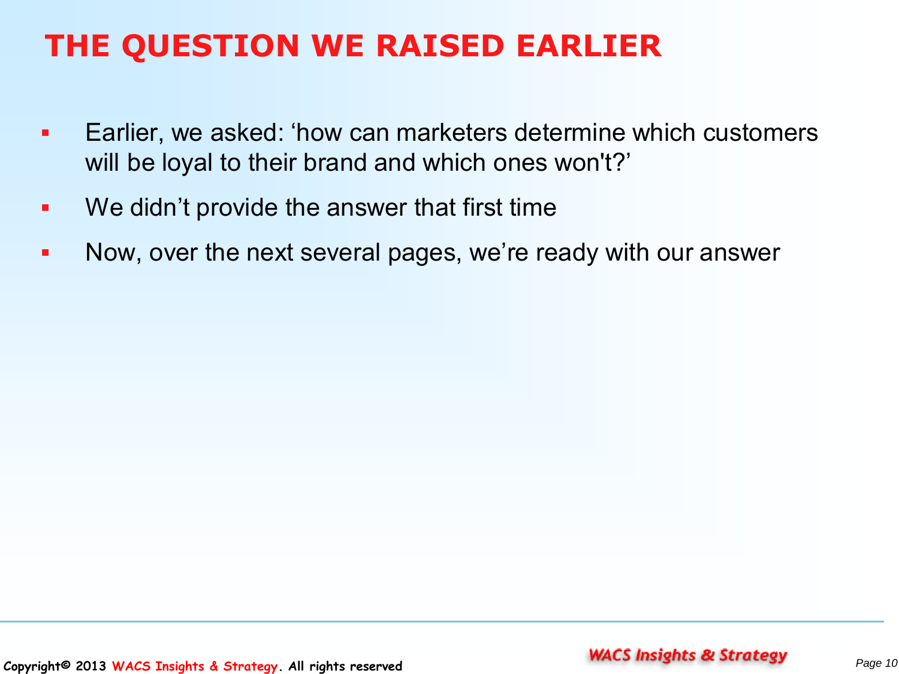# THE QUESTION WE RAISED EARLIER

- Earlier, we asked: 'how can marketers determine which customers will be loyal to their brand and which ones won't?'
- We didn't provide the answer that first time
- Now, over the next several pages, we're ready with our answer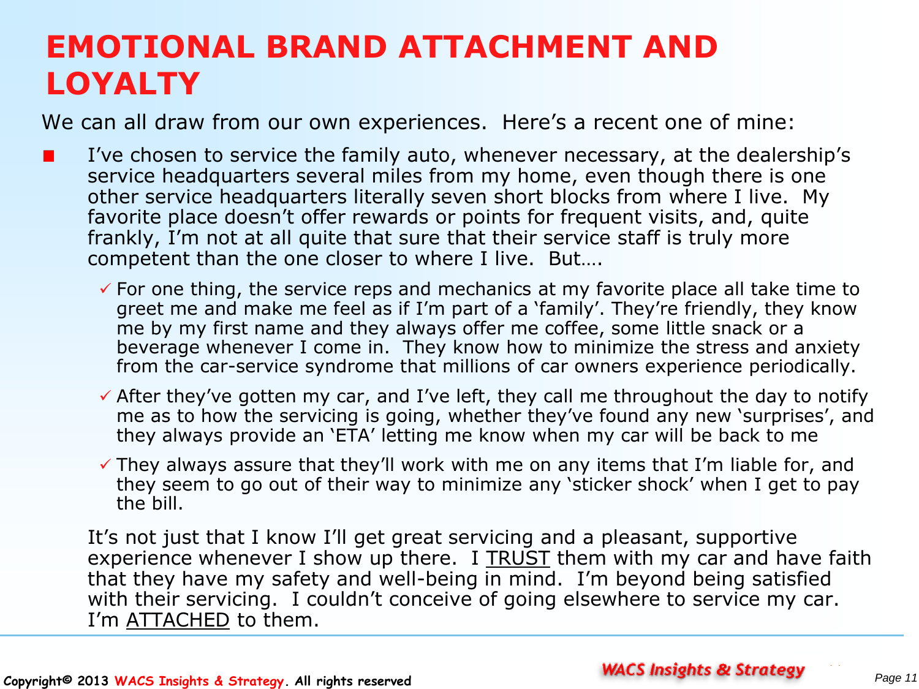# EMOTIONAL BRAND ATTACHMENT AND LOYALTY

We can all draw from our own experiences. Here's a recent one of mine:

- I've chosen to service the family auto, whenever necessary, at the dealership's service headquarters several miles from my home, even though there is one other service headquarters literally seven short blocks from where I live. My favorite place doesn't offer rewards or points for frequent visits, and, quite frankly, I'm not at all quite that sure that their service staff is truly more competent than the one closer to where I live. But….
  - ✓ For one thing, the service reps and mechanics at my favorite place all take time to greet me and make me feel as if I'm part of a 'family'. They're friendly, they know me by my first name and they always offer me coffee, some little snack or a beverage whenever I come in. They know how to minimize the stress and anxiety from the car-service syndrome that millions of car owners experience periodically.
  - ✓ After they've gotten my car, and I've left, they call me throughout the day to notify me as to how the servicing is going, whether they've found any new 'surprises', and they always provide an 'ETA' letting me know when my car will be back to me
  - ✓ They always assure that they'll work with me on any items that I'm liable for, and they seem to go out of their way to minimize any 'sticker shock' when I get to pay the bill.

  It's not just that I know I'll get great servicing and a pleasant, supportive experience whenever I show up there. I <u>TRUST</u> them with my car and have faith that they have my safety and well-being in mind. I'm beyond being satisfied with their servicing. I couldn't conceive of going elsewhere to service my car. I'm <u>ATTACHED</u> to them.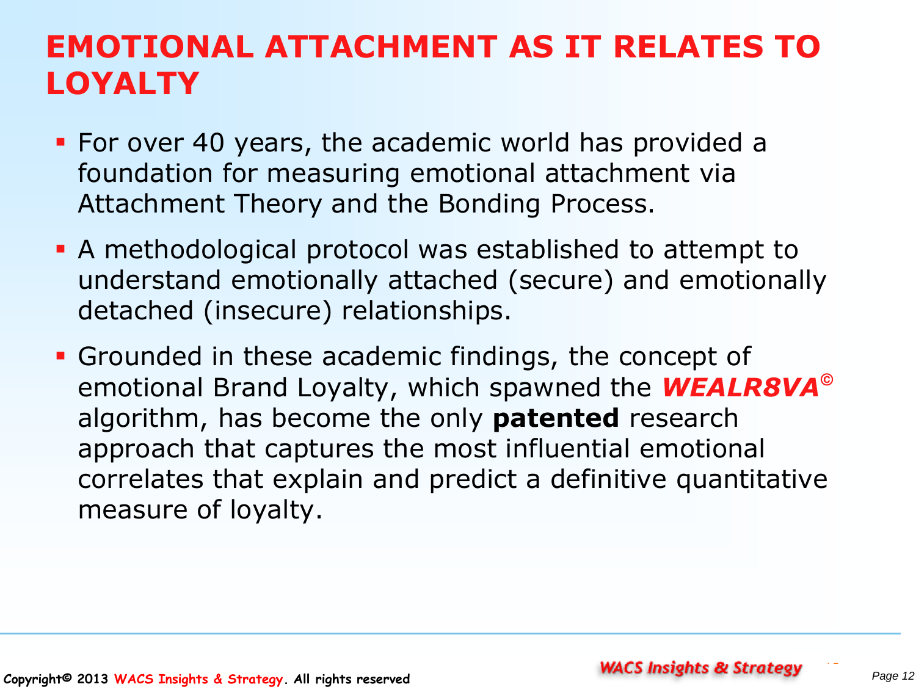# EMOTIONAL ATTACHMENT AS IT RELATES TO LOYALTY

- For over 40 years, the academic world has provided a foundation for measuring emotional attachment via Attachment Theory and the Bonding Process.
- A methodological protocol was established to attempt to understand emotionally attached (secure) and emotionally detached (insecure) relationships.
- Grounded in these academic findings, the concept of emotional Brand Loyalty, which spawned the ***WEALR8VA***© algorithm, has become the only **patented** research approach that captures the most influential emotional correlates that explain and predict a definitive quantitative measure of loyalty.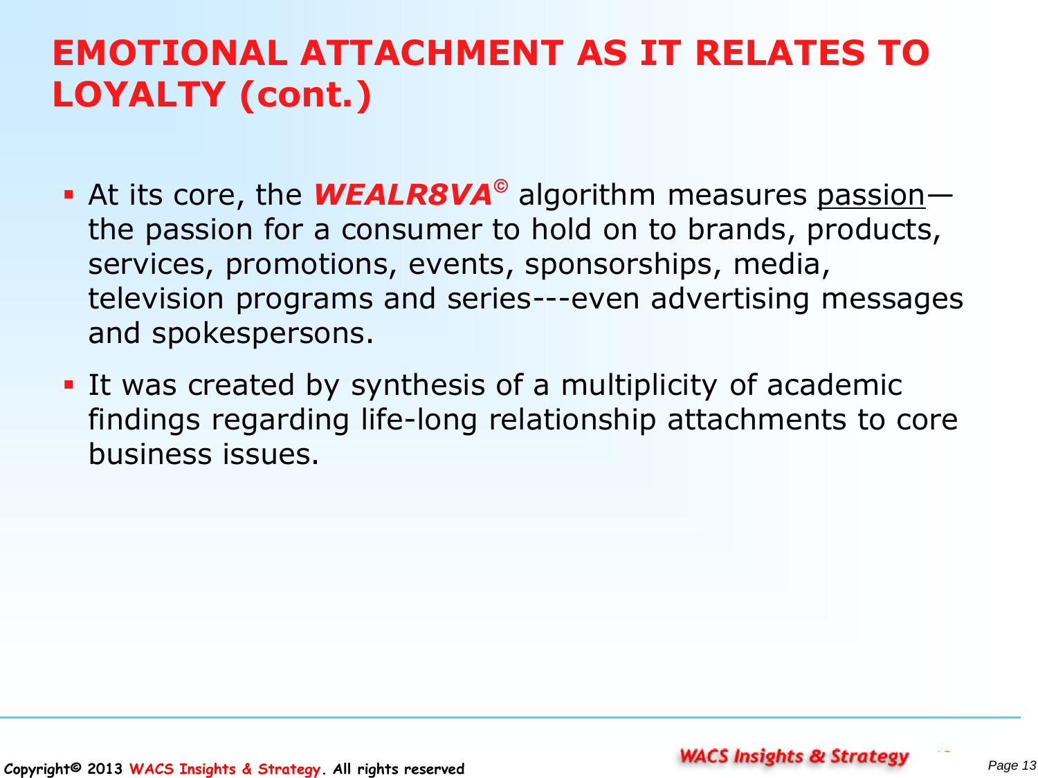# EMOTIONAL ATTACHMENT AS IT RELATES TO LOYALTY (cont.)

- At its core, the ***WEALR8VA***© algorithm measures passion—the passion for a consumer to hold on to brands, products, services, promotions, events, sponsorships, media, television programs and series---even advertising messages and spokespersons.
- It was created by synthesis of a multiplicity of academic findings regarding life-long relationship attachments to core business issues.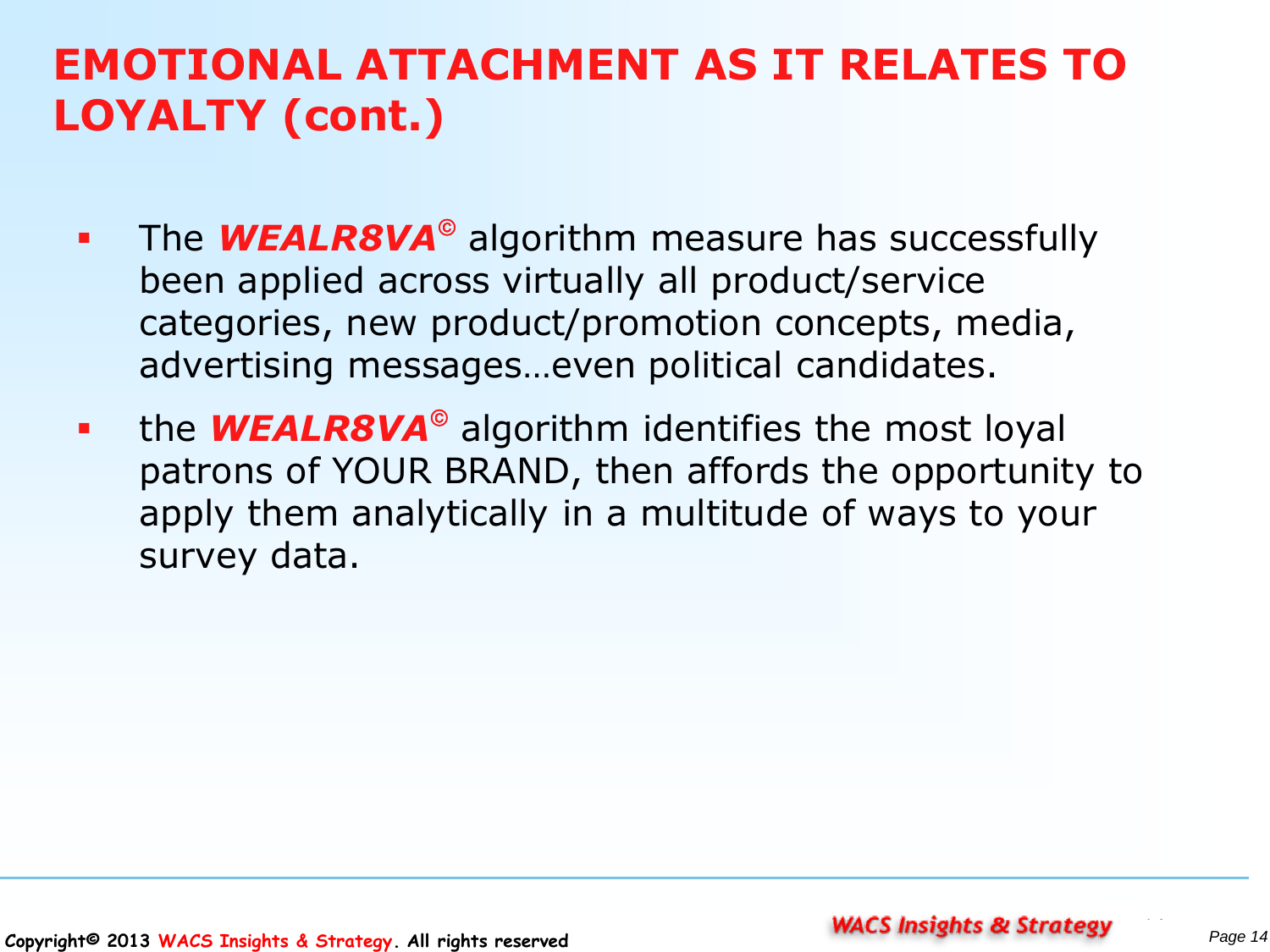# EMOTIONAL ATTACHMENT AS IT RELATES TO LOYALTY (cont.)

- The ***WEALR8VA***© algorithm measure has successfully been applied across virtually all product/service categories, new product/promotion concepts, media, advertising messages…even political candidates.
- the ***WEALR8VA***© algorithm identifies the most loyal patrons of YOUR BRAND, then affords the opportunity to apply them analytically in a multitude of ways to your survey data.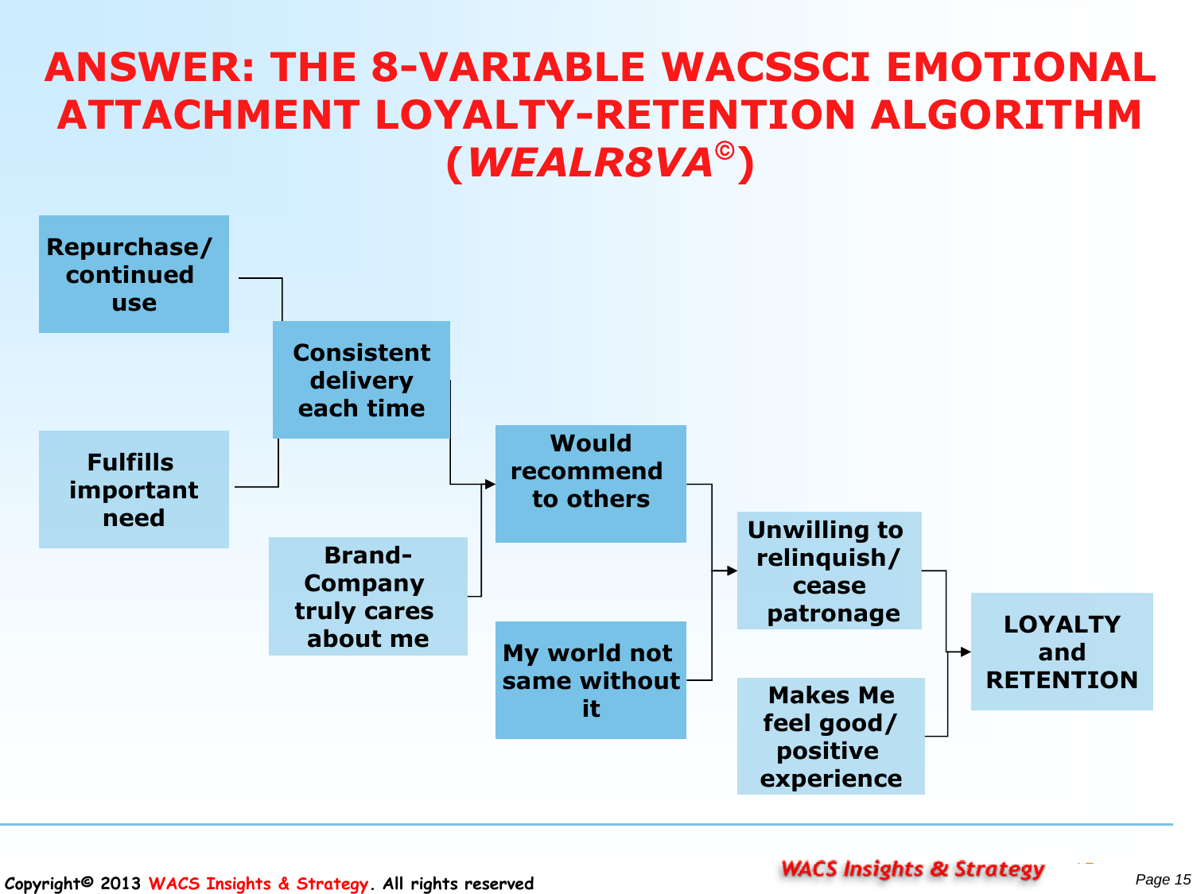# ANSWER: THE 8-VARIABLE WACSSCI EMOTIONAL ATTACHMENT LOYALTY-RETENTION ALGORITHM (*WEALR8VA*©)

- Repurchase/ continued use
- Fulfills important need
- Consistent delivery each time
- Brand-Company truly cares about me
- Would recommend to others
- My world not same without it
- Unwilling to relinquish/ cease patronage
- Makes Me feel good/ positive experience
- LOYALTY and RETENTION

Copyright© 2013 WACS Insights & Strategy. All rights reserved

WACS Insights & Strategy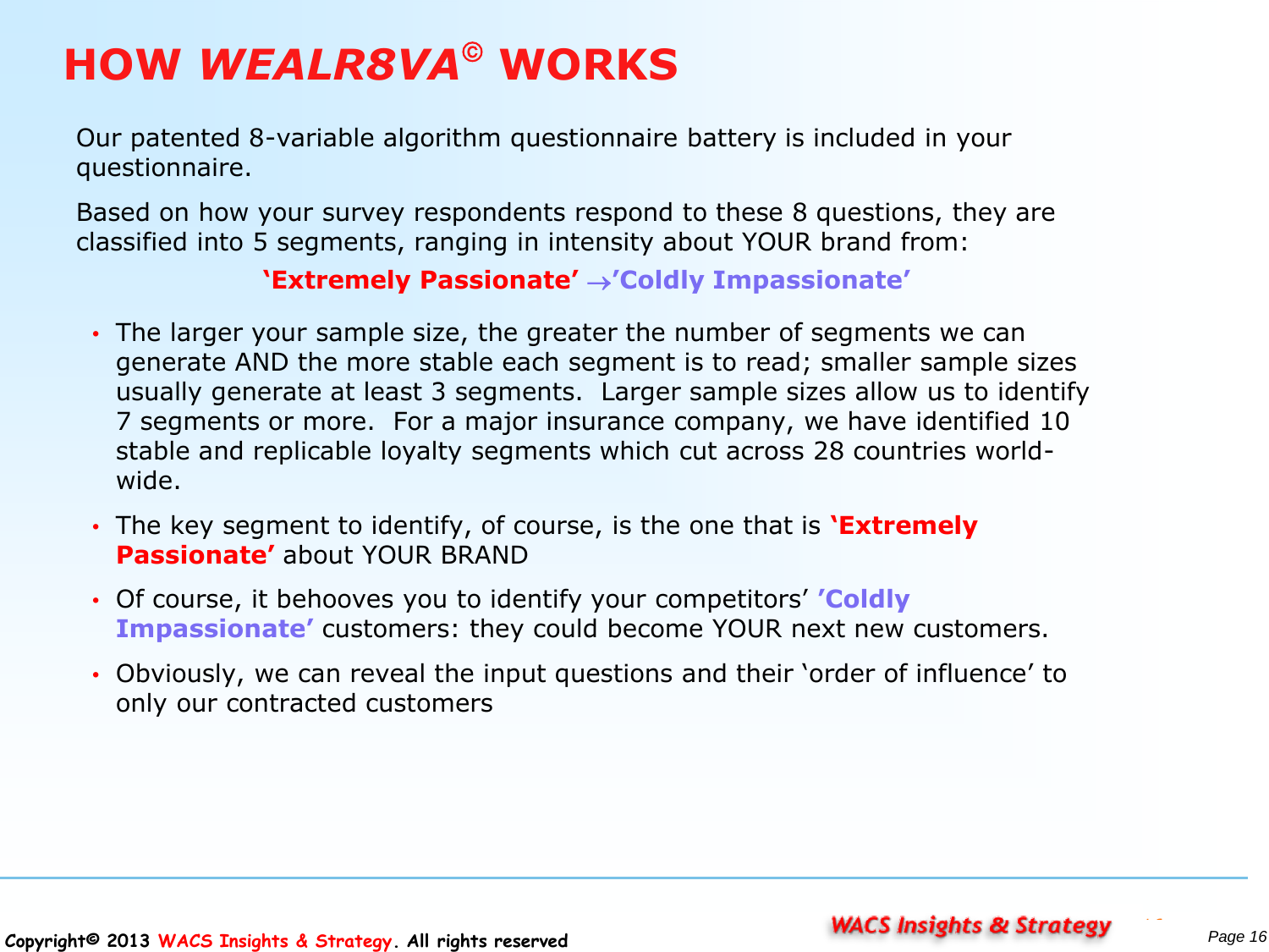# HOW *WEALR8VA*© WORKS

Our patented 8-variable algorithm questionnaire battery is included in your questionnaire.

Based on how your survey respondents respond to these 8 questions, they are classified into 5 segments, ranging in intensity about YOUR brand from:

**'Extremely Passionate' →'Coldly Impassionate'**

- The larger your sample size, the greater the number of segments we can generate AND the more stable each segment is to read; smaller sample sizes usually generate at least 3 segments. Larger sample sizes allow us to identify 7 segments or more. For a major insurance company, we have identified 10 stable and replicable loyalty segments which cut across 28 countries world-wide.
- The key segment to identify, of course, is the one that is **'Extremely Passionate'** about YOUR BRAND
- Of course, it behooves you to identify your competitors' **'Coldly Impassionate'** customers: they could become YOUR next new customers.
- Obviously, we can reveal the input questions and their 'order of influence' to only our contracted customers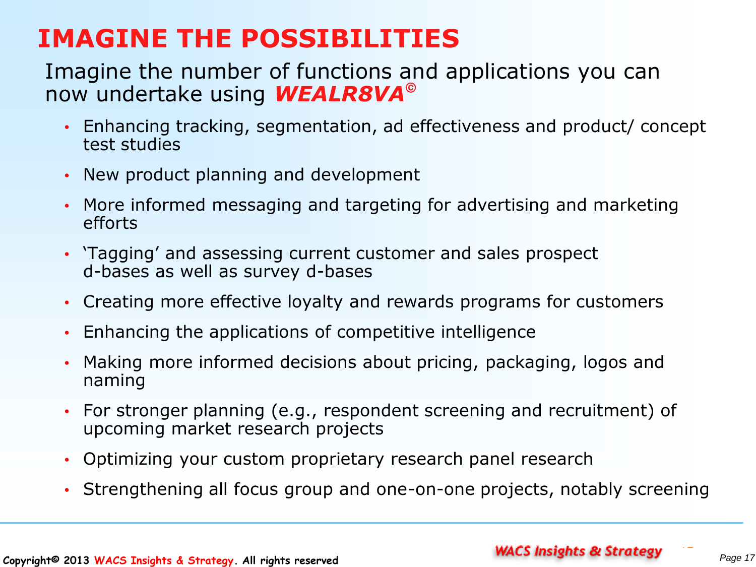# IMAGINE THE POSSIBILITIES

Imagine the number of functions and applications you can now undertake using ***WEALR8VA***©

- Enhancing tracking, segmentation, ad effectiveness and product/ concept test studies
- New product planning and development
- More informed messaging and targeting for advertising and marketing efforts
- 'Tagging' and assessing current customer and sales prospect d-bases as well as survey d-bases
- Creating more effective loyalty and rewards programs for customers
- Enhancing the applications of competitive intelligence
- Making more informed decisions about pricing, packaging, logos and naming
- For stronger planning (e.g., respondent screening and recruitment) of upcoming market research projects
- Optimizing your custom proprietary research panel research
- Strengthening all focus group and one-on-one projects, notably screening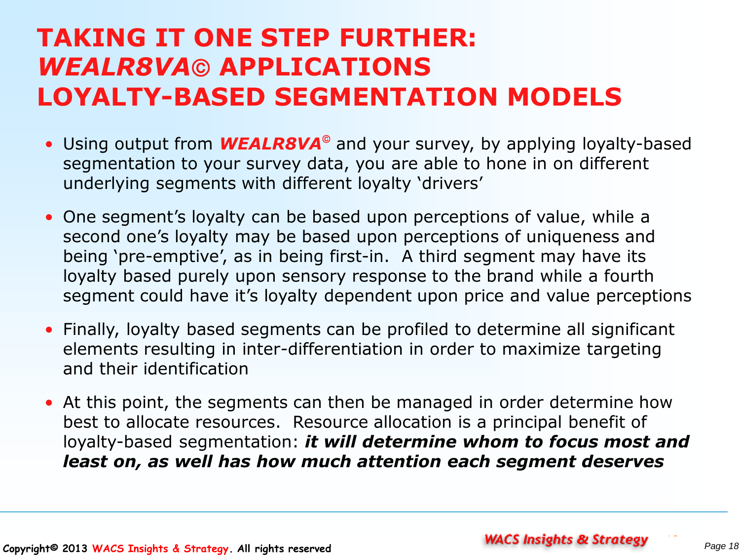# TAKING IT ONE STEP FURTHER: *WEALR8VA*© APPLICATIONS LOYALTY-BASED SEGMENTATION MODELS

- Using output from ***WEALR8VA***© and your survey, by applying loyalty-based segmentation to your survey data, you are able to hone in on different underlying segments with different loyalty 'drivers'
- One segment's loyalty can be based upon perceptions of value, while a second one's loyalty may be based upon perceptions of uniqueness and being 'pre-emptive', as in being first-in. A third segment may have its loyalty based purely upon sensory response to the brand while a fourth segment could have it's loyalty dependent upon price and value perceptions
- Finally, loyalty based segments can be profiled to determine all significant elements resulting in inter-differentiation in order to maximize targeting and their identification
- At this point, the segments can then be managed in order determine how best to allocate resources. Resource allocation is a principal benefit of loyalty-based segmentation: ***it will determine whom to focus most and least on, as well has how much attention each segment deserves***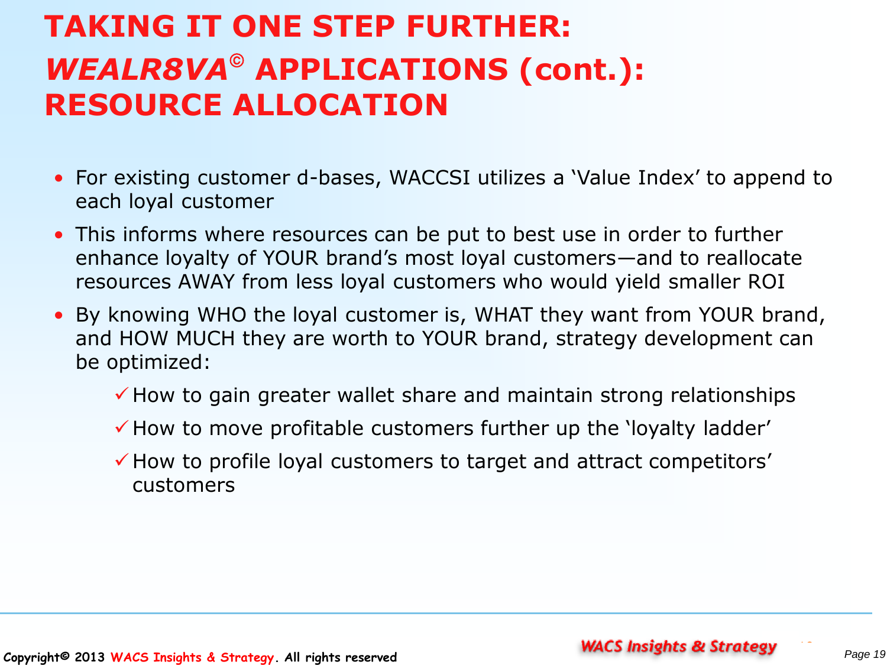# TAKING IT ONE STEP FURTHER: *WEALR8VA*© APPLICATIONS (cont.): RESOURCE ALLOCATION

- For existing customer d-bases, WACCSI utilizes a 'Value Index' to append to each loyal customer
- This informs where resources can be put to best use in order to further enhance loyalty of YOUR brand's most loyal customers—and to reallocate resources AWAY from less loyal customers who would yield smaller ROI
- By knowing WHO the loyal customer is, WHAT they want from YOUR brand, and HOW MUCH they are worth to YOUR brand, strategy development can be optimized:
  - ✓ How to gain greater wallet share and maintain strong relationships
  - ✓ How to move profitable customers further up the 'loyalty ladder'
  - ✓ How to profile loyal customers to target and attract competitors' customers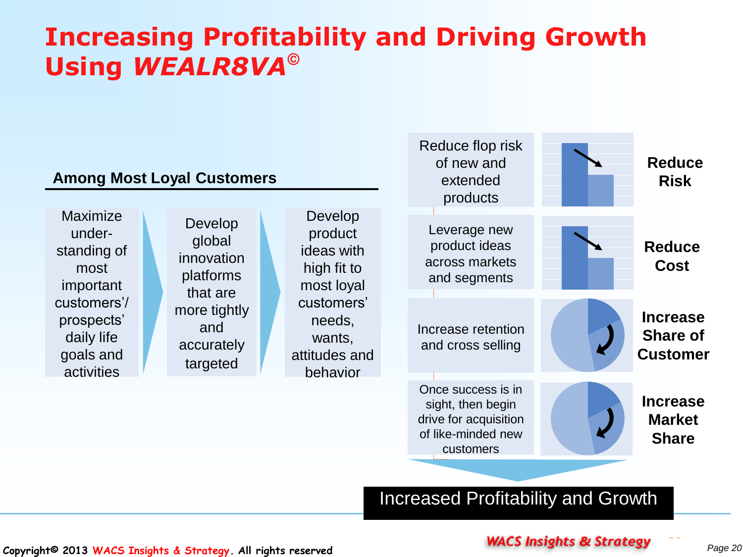# Increasing Profitability and Driving Growth Using *WEALR8VA*©

**Among Most Loyal Customers**

Maximize under-standing of most important customers'/ prospects' daily life goals and activities → Develop global innovation platforms that are more tightly and accurately targeted → Develop product ideas with high fit to most loyal customers' needs, wants, attitudes and behavior

| | |
|---|---|
| Reduce flop risk of new and extended products | **Reduce Risk** |
| Leverage new product ideas across markets and segments | **Reduce Cost** |
| Increase retention and cross selling | **Increase Share of Customer** |
| Once success is in sight, then begin drive for acquisition of like-minded new customers | **Increase Market Share** |

**Increased Profitability and Growth**

Copyright© 2013 WACS Insights & Strategy. All rights reserved

WACS Insights & Strategy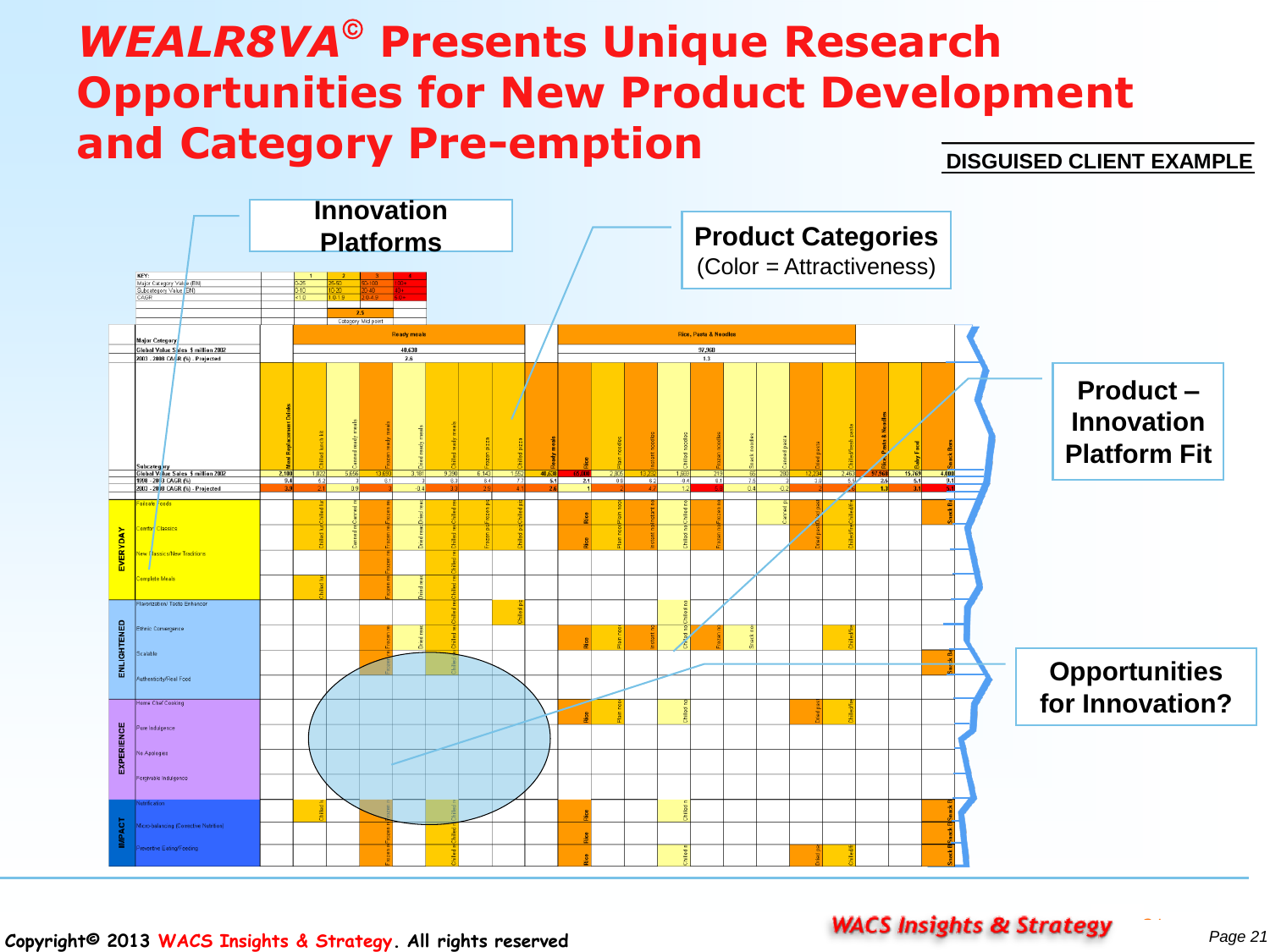# *WEALR8VA©* Presents Unique Research Opportunities for New Product Development and Category Pre-emption

**DISGUISED CLIENT EXAMPLE**

Innovation Platforms

**Product Categories**
(Color = Attractiveness)

**Product – Innovation Platform Fit**

**Opportunities for Innovation?**

**KEY:**

| | 1 | 2 | 3 | 4 |
|---|---|---|---|---|
| Major Category Value ($M) | 0-25 | 25-50 | 50-100 | 100+ |
| Subcategory Value ($M) | 0-10 | 10-20 | 20-40 | 40+ |
| CAGR | <1.0 | 1.0-1.9 | 2.0-4.9 | 5.0+ |

2.5 Category Mid point

| Major Category | Ready meals | Rice, Pasta & Noodles |
|---|---|---|
| Global Value Sales $ million 2002 | 40,630 | 97,968 |
| 2003 - 2008 CAGR (%) - Projected | 2.6 | 1.3 |

EVERYDAY: Failsafe Foods; Comfort Classics; New Classics/New Traditions; Complete Meals

ENLIGHTENED: Flavorization/ Taste Enhancer; Ethnic Convergence; Scalable; Authenticity/Real Food

EXPERIENCE: Home Chef Cooking; Pure Indulgence; No Apologies; Forgivable Indulgence

IMPACT: Nutrification; Micro-balancing (Corrective Nutrition); Preventive Eating/Feeding

Copyright© 2013 WACS Insights & Strategy. All rights reserved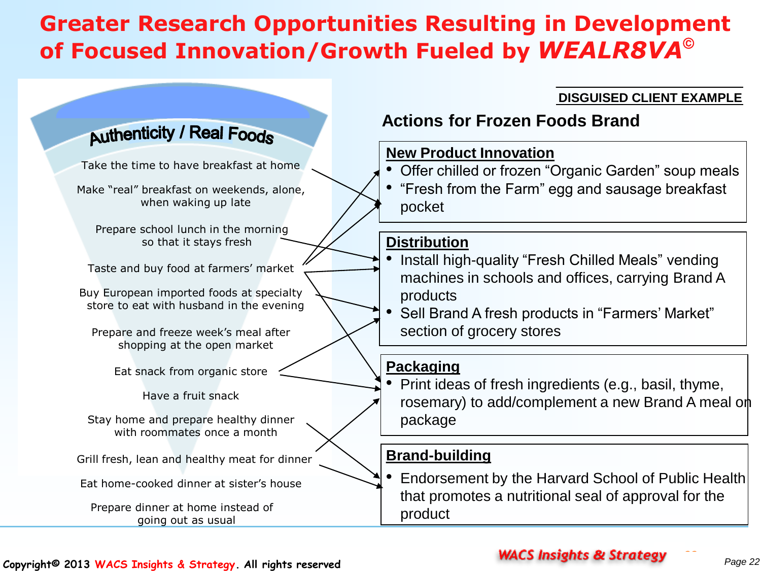# Greater Research Opportunities Resulting in Development of Focused Innovation/Growth Fueled by *WEALR8VA*©

**Authenticity / Real Foods**

- Take the time to have breakfast at home
- Make "real" breakfast on weekends, alone, when waking up late
- Prepare school lunch in the morning so that it stays fresh
- Taste and buy food at farmers' market
- Buy European imported foods at specialty store to eat with husband in the evening
- Prepare and freeze week's meal after shopping at the open market
- Eat snack from organic store
- Have a fruit snack
- Stay home and prepare healthy dinner with roommates once a month
- Grill fresh, lean and healthy meat for dinner
- Eat home-cooked dinner at sister's house
- Prepare dinner at home instead of going out as usual

**DISGUISED CLIENT EXAMPLE**

## Actions for Frozen Foods Brand

**New Product Innovation**

- Offer chilled or frozen "Organic Garden" soup meals
- "Fresh from the Farm" egg and sausage breakfast pocket

**Distribution**

- Install high-quality "Fresh Chilled Meals" vending machines in schools and offices, carrying Brand A products
- Sell Brand A fresh products in "Farmers' Market" section of grocery stores

**Packaging**

- Print ideas of fresh ingredients (e.g., basil, thyme, rosemary) to add/complement a new Brand A meal on package

**Brand-building**

- Endorsement by the Harvard School of Public Health that promotes a nutritional seal of approval for the product

Copyright© 2013 WACS Insights & Strategy. All rights reserved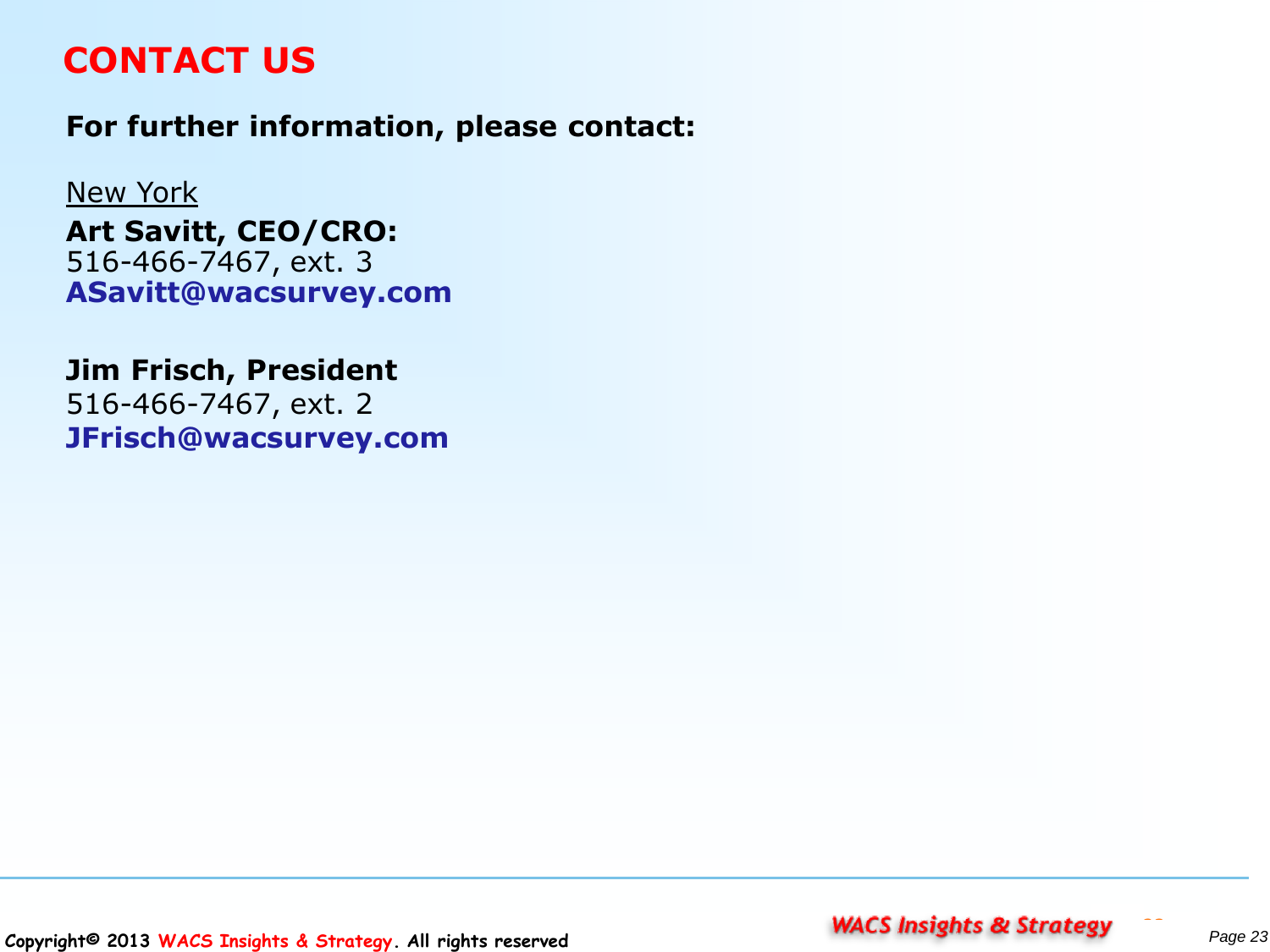# CONTACT US

**For further information, please contact:**

<u>New York</u>

**Art Savitt, CEO/CRO:**
516-466-7467, ext. 3
**ASavitt@wacsurvey.com**

**Jim Frisch, President**
516-466-7467, ext. 2
**JFrisch@wacsurvey.com**